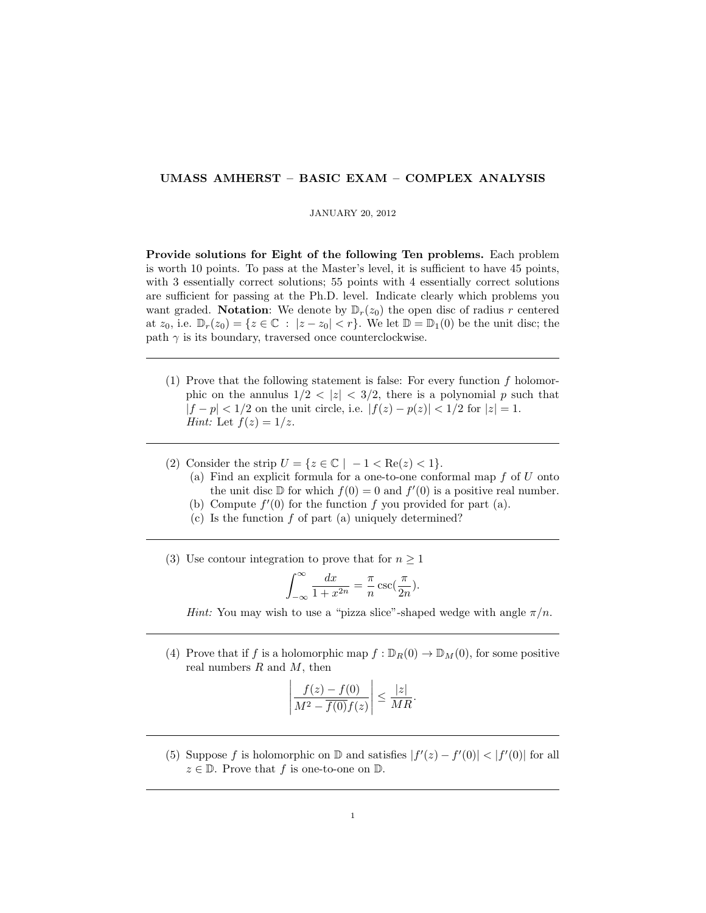# UMASS AMHERST – BASIC EXAM – COMPLEX ANALYSIS

JANUARY 20, 2012

**Provide solutions for Eight of the following Ten problems.** Each problem is worth 10 points. To pass at the Master's level, it is sufficient to have 45 points, with 3 essentially correct solutions; 55 points with 4 essentially correct solutions are sufficient for passing at the Ph.D. level. Indicate clearly which problems you want graded. **Notation**: We denote by $\mathbb{D}_r(z_0)$ the open disc of radius $r$ centered at $z_0$, i.e. $\mathbb{D}_r(z_0) = \{z \in \mathbb{C} \ : \ |z - z_0| < r\}$. We let $\mathbb{D} = \mathbb{D}_1(0)$ be the unit disc; the path $\gamma$ is its boundary, traversed once counterclockwise.

---

(1) Prove that the following statement is false: For every function $f$ holomorphic on the annulus $1/2 < |z| < 3/2$, there is a polynomial $p$ such that $|f - p| < 1/2$ on the unit circle, i.e. $|f(z) - p(z)| < 1/2$ for $|z| = 1$.
*Hint:* Let $f(z) = 1/z$.

---

(2) Consider the strip $U = \{z \in \mathbb{C} \mid -1 < \text{Re}(z) < 1\}$.
   (a) Find an explicit formula for a one-to-one conformal map $f$ of $U$ onto the unit disc $\mathbb{D}$ for which $f(0) = 0$ and $f'(0)$ is a positive real number.
   (b) Compute $f'(0)$ for the function $f$ you provided for part (a).
   (c) Is the function $f$ of part (a) uniquely determined?

---

(3) Use contour integration to prove that for $n \geq 1$

$$\int_{-\infty}^{\infty} \frac{dx}{1 + x^{2n}} = \frac{\pi}{n} \csc(\frac{\pi}{2n}).$$

*Hint:* You may wish to use a "pizza slice"-shaped wedge with angle $\pi/n$.

---

(4) Prove that if $f$ is a holomorphic map $f : \mathbb{D}_R(0) \to \mathbb{D}_M(0)$, for some positive real numbers $R$ and $M$, then

$$\left| \frac{f(z) - f(0)}{M^2 - \overline{f(0)} f(z)} \right| \leq \frac{|z|}{MR}.$$

---

(5) Suppose $f$ is holomorphic on $\mathbb{D}$ and satisfies $|f'(z) - f'(0)| < |f'(0)|$ for all $z \in \mathbb{D}$. Prove that $f$ is one-to-one on $\mathbb{D}$.

---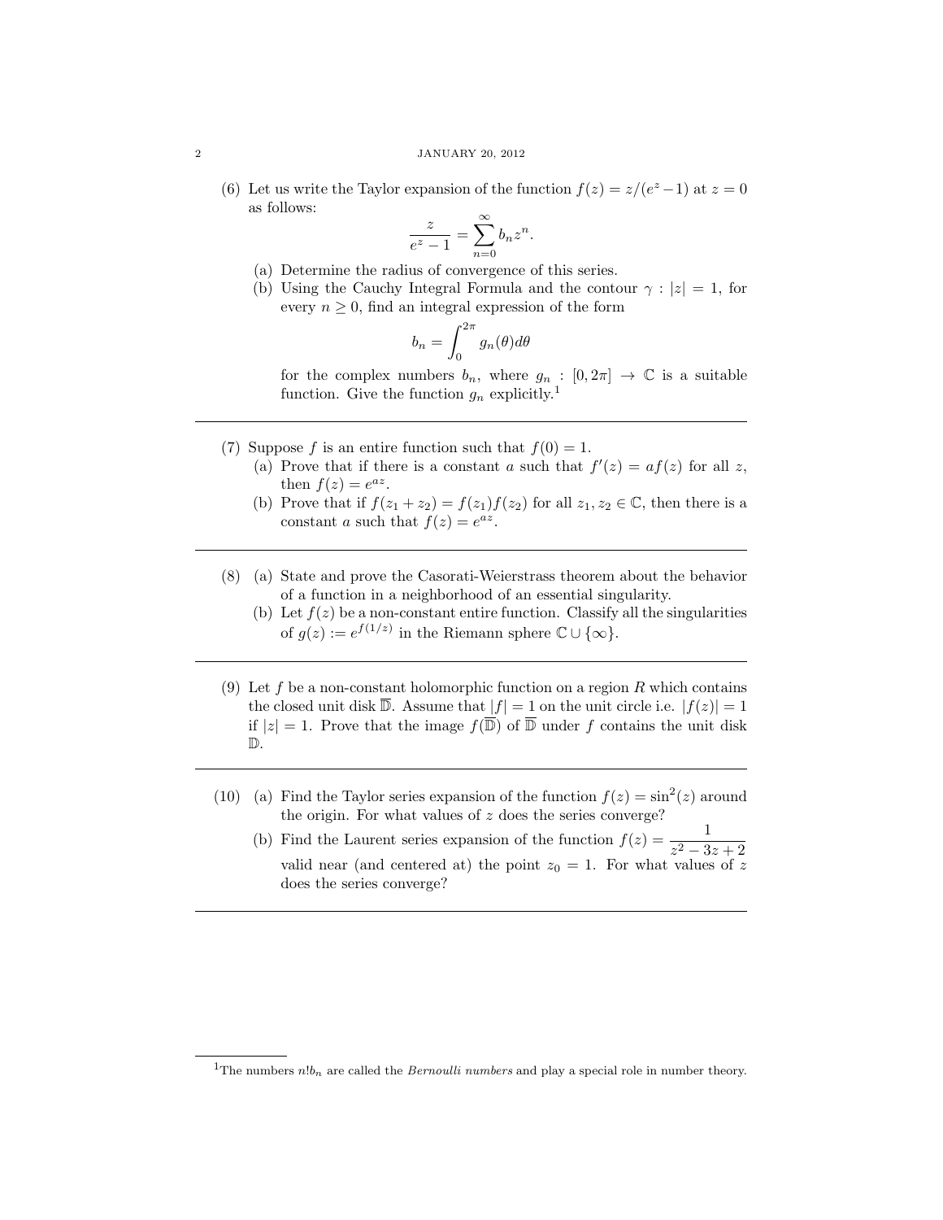(6) Let us write the Taylor expansion of the function $f(z) = z/(e^z - 1)$ at $z = 0$ as follows:

$$\frac{z}{e^z - 1} = \sum_{n=0}^{\infty} b_n z^n.$$

  (a) Determine the radius of convergence of this series.

  (b) Using the Cauchy Integral Formula and the contour $\gamma : |z| = 1$, for every $n \geq 0$, find an integral expression of the form

$$b_n = \int_0^{2\pi} g_n(\theta) d\theta$$

  for the complex numbers $b_n$, where $g_n : [0, 2\pi] \to \mathbb{C}$ is a suitable function. Give the function $g_n$ explicitly.[1]

---

(7) Suppose $f$ is an entire function such that $f(0) = 1$.

  (a) Prove that if there is a constant $a$ such that $f'(z) = af(z)$ for all $z$, then $f(z) = e^{az}$.

  (b) Prove that if $f(z_1 + z_2) = f(z_1)f(z_2)$ for all $z_1, z_2 \in \mathbb{C}$, then there is a constant $a$ such that $f(z) = e^{az}$.

---

(8) (a) State and prove the Casorati-Weierstrass theorem about the behavior of a function in a neighborhood of an essential singularity.

  (b) Let $f(z)$ be a non-constant entire function. Classify all the singularities of $g(z) := e^{f(1/z)}$ in the Riemann sphere $\mathbb{C} \cup \{\infty\}$.

---

(9) Let $f$ be a non-constant holomorphic function on a region $R$ which contains the closed unit disk $\overline{\mathbb{D}}$. Assume that $|f| = 1$ on the unit circle i.e. $|f(z)| = 1$ if $|z| = 1$. Prove that the image $f(\overline{\mathbb{D}})$ of $\overline{\mathbb{D}}$ under $f$ contains the unit disk $\mathbb{D}$.

---

(10) (a) Find the Taylor series expansion of the function $f(z) = \sin^2(z)$ around the origin. For what values of $z$ does the series converge?

  (b) Find the Laurent series expansion of the function $f(z) = \dfrac{1}{z^2 - 3z + 2}$ valid near (and centered at) the point $z_0 = 1$. For what values of $z$ does the series converge?

---

[1] The numbers $n!b_n$ are called the *Bernoulli numbers* and play a special role in number theory.